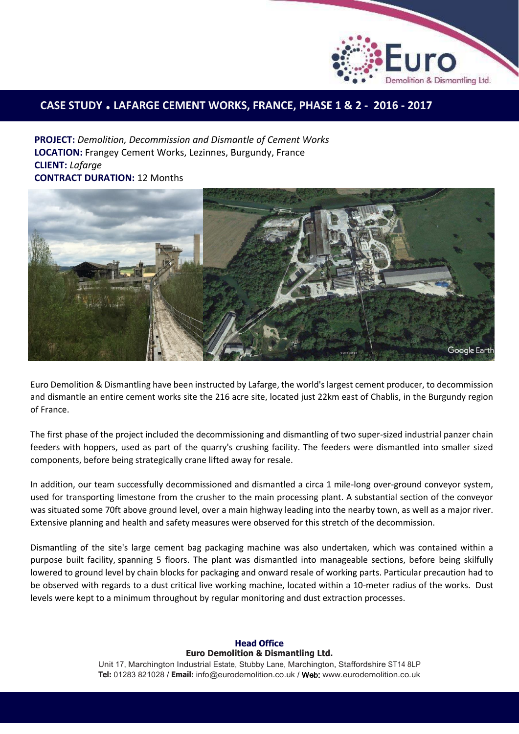## CASE STUDY . LAFARGE CEMENT WORKS, FRANCE, PHASE 1 & 2 - 2016 - 2017

**PROJECT:** *Demolition, Decommission and Dismantle of Cement Works*
**LOCATION:** Frangey Cement Works, Lezinnes, Burgundy, France
**CLIENT:** *Lafarge*
**CONTRACT DURATION:** 12 Months

Euro Demolition & Dismantling have been instructed by Lafarge, the world's largest cement producer, to decommission and dismantle an entire cement works site the 216 acre site, located just 22km east of Chablis, in the Burgundy region of France.

The first phase of the project included the decommissioning and dismantling of two super-sized industrial panzer chain feeders with hoppers, used as part of the quarry's crushing facility. The feeders were dismantled into smaller sized components, before being strategically crane lifted away for resale.

In addition, our team successfully decommissioned and dismantled a circa 1 mile-long over-ground conveyor system, used for transporting limestone from the crusher to the main processing plant. A substantial section of the conveyor was situated some 70ft above ground level, over a main highway leading into the nearby town, as well as a major river. Extensive planning and health and safety measures were observed for this stretch of the decommission.

Dismantling of the site's large cement bag packaging machine was also undertaken, which was contained within a purpose built facility, spanning 5 floors. The plant was dismantled into manageable sections, before being skilfully lowered to ground level by chain blocks for packaging and onward resale of working parts. Particular precaution had to be observed with regards to a dust critical live working machine, located within a 10-meter radius of the works. Dust levels were kept to a minimum throughout by regular monitoring and dust extraction processes.

**Head Office**
**Euro Demolition & Dismantling Ltd.**
Unit 17, Marchington Industrial Estate, Stubby Lane, Marchington, Staffordshire ST14 8LP
**Tel:** 01283 821028 / **Email:** info@eurodemolition.co.uk / Web: www.eurodemolition.co.uk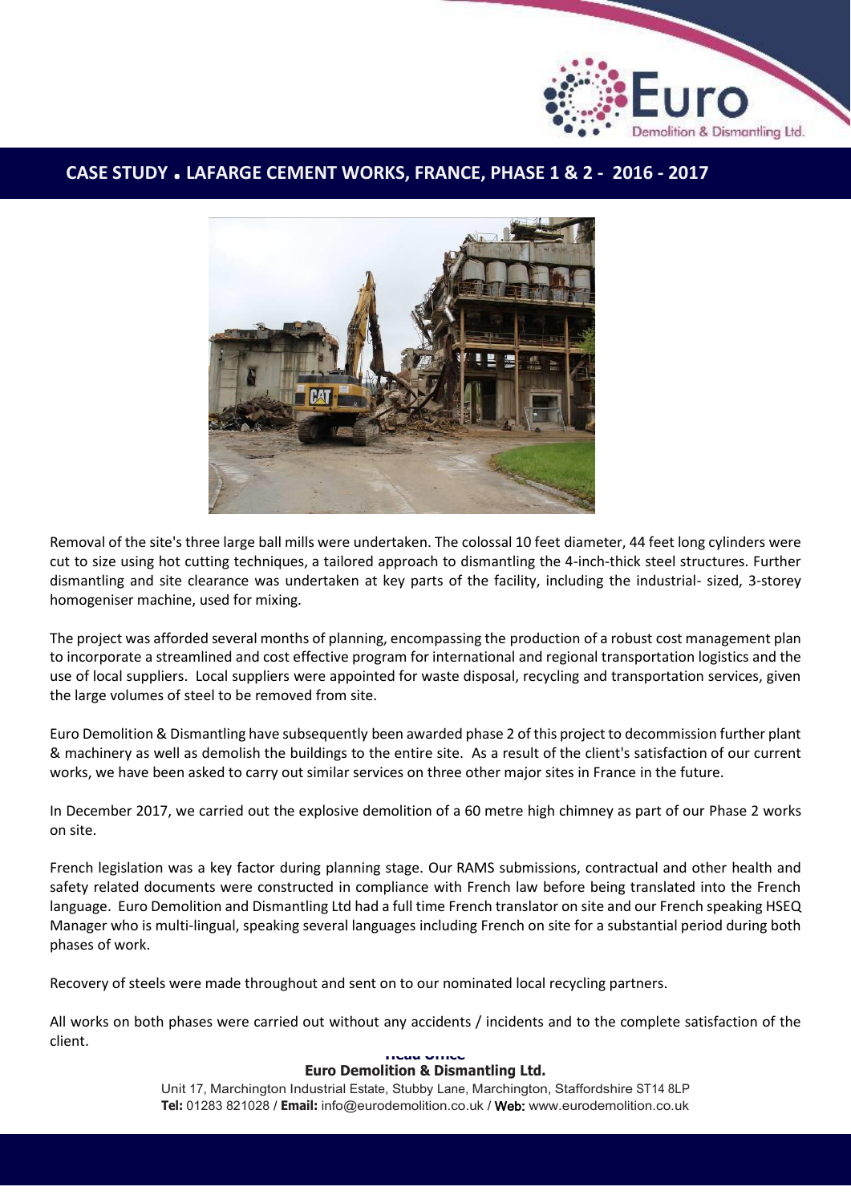## CASE STUDY . LAFARGE CEMENT WORKS, FRANCE, PHASE 1 & 2 - 2016 - 2017

Removal of the site's three large ball mills were undertaken. The colossal 10 feet diameter, 44 feet long cylinders were cut to size using hot cutting techniques, a tailored approach to dismantling the 4-inch-thick steel structures. Further dismantling and site clearance was undertaken at key parts of the facility, including the industrial- sized, 3-storey homogeniser machine, used for mixing.

The project was afforded several months of planning, encompassing the production of a robust cost management plan to incorporate a streamlined and cost effective program for international and regional transportation logistics and the use of local suppliers. Local suppliers were appointed for waste disposal, recycling and transportation services, given the large volumes of steel to be removed from site.

Euro Demolition & Dismantling have subsequently been awarded phase 2 of this project to decommission further plant & machinery as well as demolish the buildings to the entire site. As a result of the client's satisfaction of our current works, we have been asked to carry out similar services on three other major sites in France in the future.

In December 2017, we carried out the explosive demolition of a 60 metre high chimney as part of our Phase 2 works on site.

French legislation was a key factor during planning stage. Our RAMS submissions, contractual and other health and safety related documents were constructed in compliance with French law before being translated into the French language. Euro Demolition and Dismantling Ltd had a full time French translator on site and our French speaking HSEQ Manager who is multi-lingual, speaking several languages including French on site for a substantial period during both phases of work.

Recovery of steels were made throughout and sent on to our nominated local recycling partners.

All works on both phases were carried out without any accidents / incidents and to the complete satisfaction of the client.

Head Office
**Euro Demolition & Dismantling Ltd.**
Unit 17, Marchington Industrial Estate, Stubby Lane, Marchington, Staffordshire ST14 8LP
**Tel:** 01283 821028 / **Email:** info@eurodemolition.co.uk / Web: www.eurodemolition.co.uk